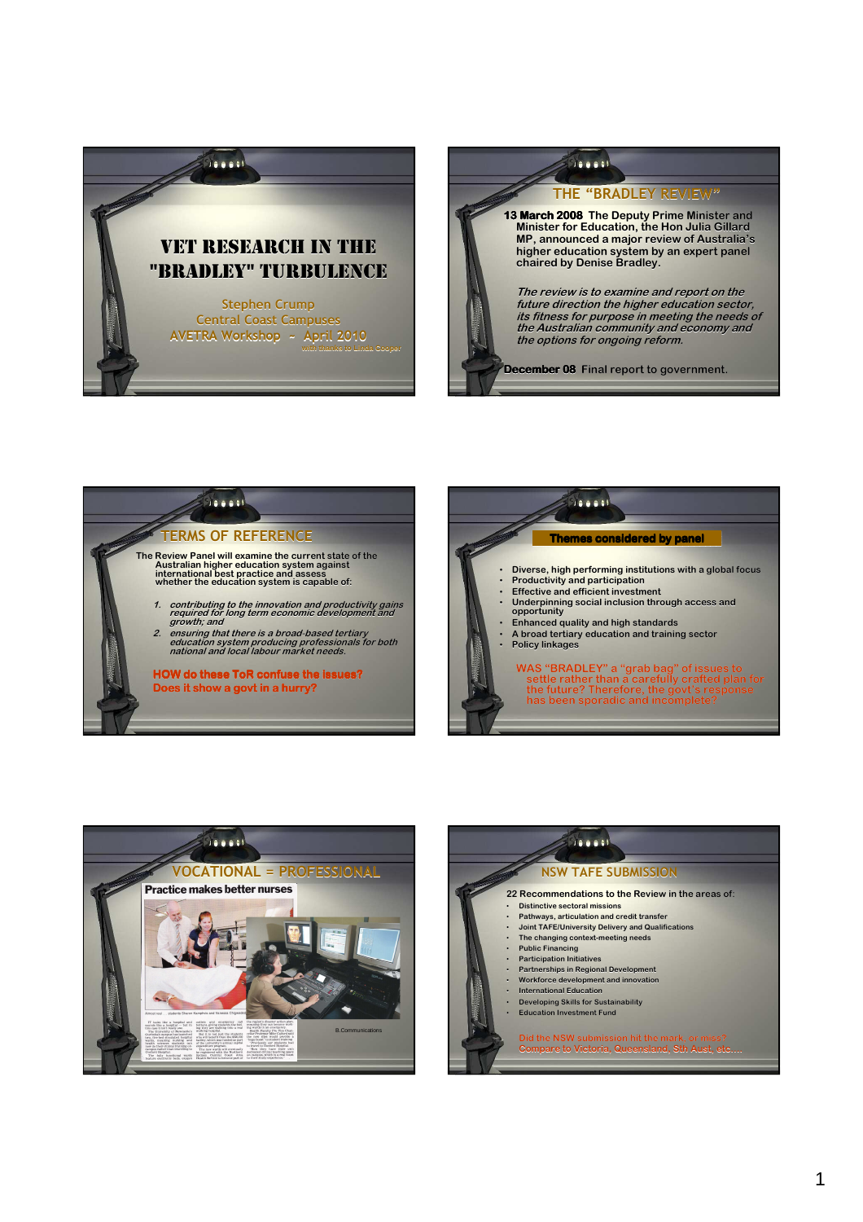# VET RESEARCH IN THE "BRADLEY" TURBULENCE

Stephen Crump
Central Coast Campuses
AVETRA Workshop – April 2010

with thanks to Linda Cooper

## THE "BRADLEY REVIEW"

**13 March 2008** The Deputy Prime Minister and Minister for Education, the Hon Julia Gillard MP, announced a major review of Australia's higher education system by an expert panel chaired by Denise Bradley.

*The review is to examine and report on the future direction the higher education sector, its fitness for purpose in meeting the needs of the Australian community and economy and the options for ongoing reform.*

**December 08** Final report to government.

## TERMS OF REFERENCE

The Review Panel will examine the current state of the Australian higher education system against international best practice and assess whether the education system is capable of:

1. *contributing to the innovation and productivity gains required for long term economic development and growth; and*
2. *ensuring that there is a broad-based tertiary education system producing professionals for both national and local labour market needs.*

**HOW do these ToR confuse the issues?**
**Does it show a govt in a hurry?**

## Themes considered by panel

- Diverse, high performing institutions with a global focus
- Productivity and participation
- Effective and efficient investment
- Underpinning social inclusion through access and opportunity
- Enhanced quality and high standards
- A broad tertiary education and training sector
- Policy linkages

WAS "BRADLEY" a "grab bag" of issues to settle rather than a carefully crafted plan for the future? Therefore, the govt's response has been sporadic and incomplete?

## VOCATIONAL = PROFESSIONAL

Practice makes better nurses

B.Communications

## NSW TAFE SUBMISSION

22 Recommendations to the Review in the areas of:

- Distinctive sectoral missions
- Pathways, articulation and credit transfer
- Joint TAFE/University Delivery and Qualifications
- The changing context-meeting needs
- Public Financing
- Participation Initiatives
- Partnerships in Regional Development
- Workforce development and innovation
- International Education
- Developing Skills for Sustainability
- Education Investment Fund

Did the NSW submission hit the mark, or miss?
Compare to Victoria, Queensland, Sth Aust, etc....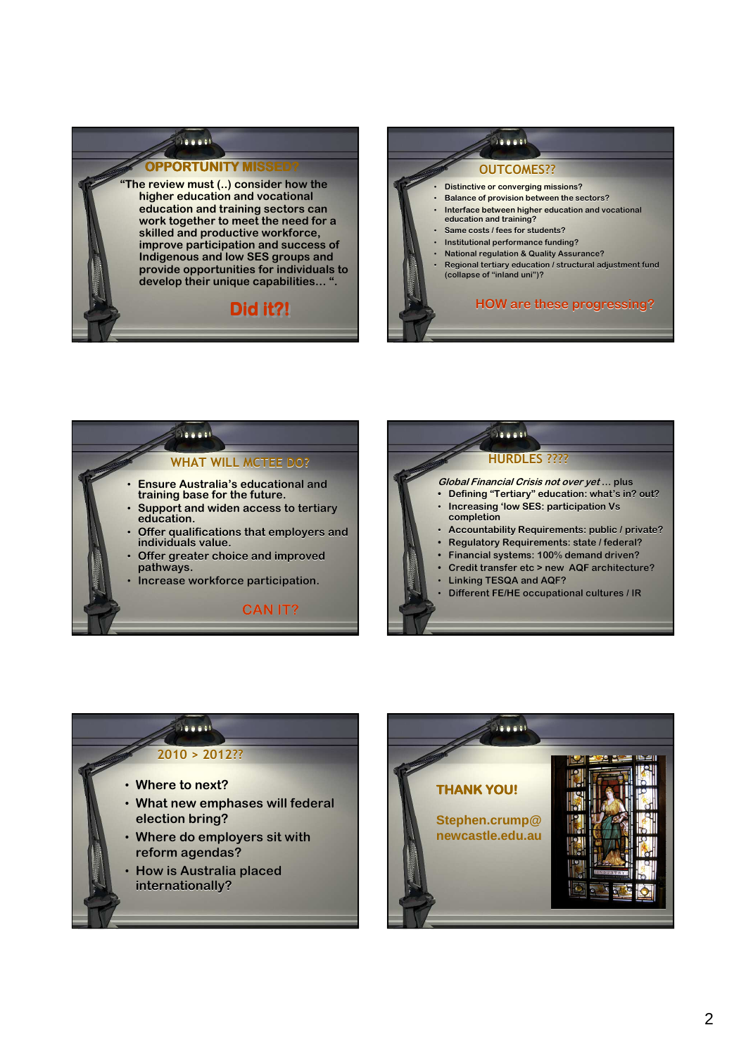## OPPORTUNITY MISSED?

"The review must (..) consider how the higher education and vocational education and training sectors can work together to meet the need for a skilled and productive workforce, improve participation and success of Indigenous and low SES groups and provide opportunities for individuals to develop their unique capabilities… ".

**Did it?!**

## OUTCOMES??

- Distinctive or converging missions?
- Balance of provision between the sectors?
- Interface between higher education and vocational education and training?
- Same costs / fees for students?
- Institutional performance funding?
- National regulation & Quality Assurance?
- Regional tertiary education / structural adjustment fund (collapse of "inland uni")?

**HOW are these progressing?**

## WHAT WILL MCTEE DO?

- Ensure Australia's educational and training base for the future.
- Support and widen access to tertiary education.
- Offer qualifications that employers and individuals value.
- Offer greater choice and improved pathways.
- Increase workforce participation.

**CAN IT?**

## HURDLES ????

*Global Financial Crisis not over yet* … plus

- Defining "Tertiary" education: what's in? out?
- Increasing 'low SES: participation Vs completion
- Accountability Requirements: public / private?
- Regulatory Requirements: state / federal?
- Financial systems: 100% demand driven?
- Credit transfer etc > new AQF architecture?
- Linking TESQA and AQF?
- Different FE/HE occupational cultures / IR

## 2010 > 2012??

- Where to next?
- What new emphases will federal election bring?
- Where do employers sit with reform agendas?
- How is Australia placed internationally?

## THANK YOU!

Stephen.crump@newcastle.edu.au